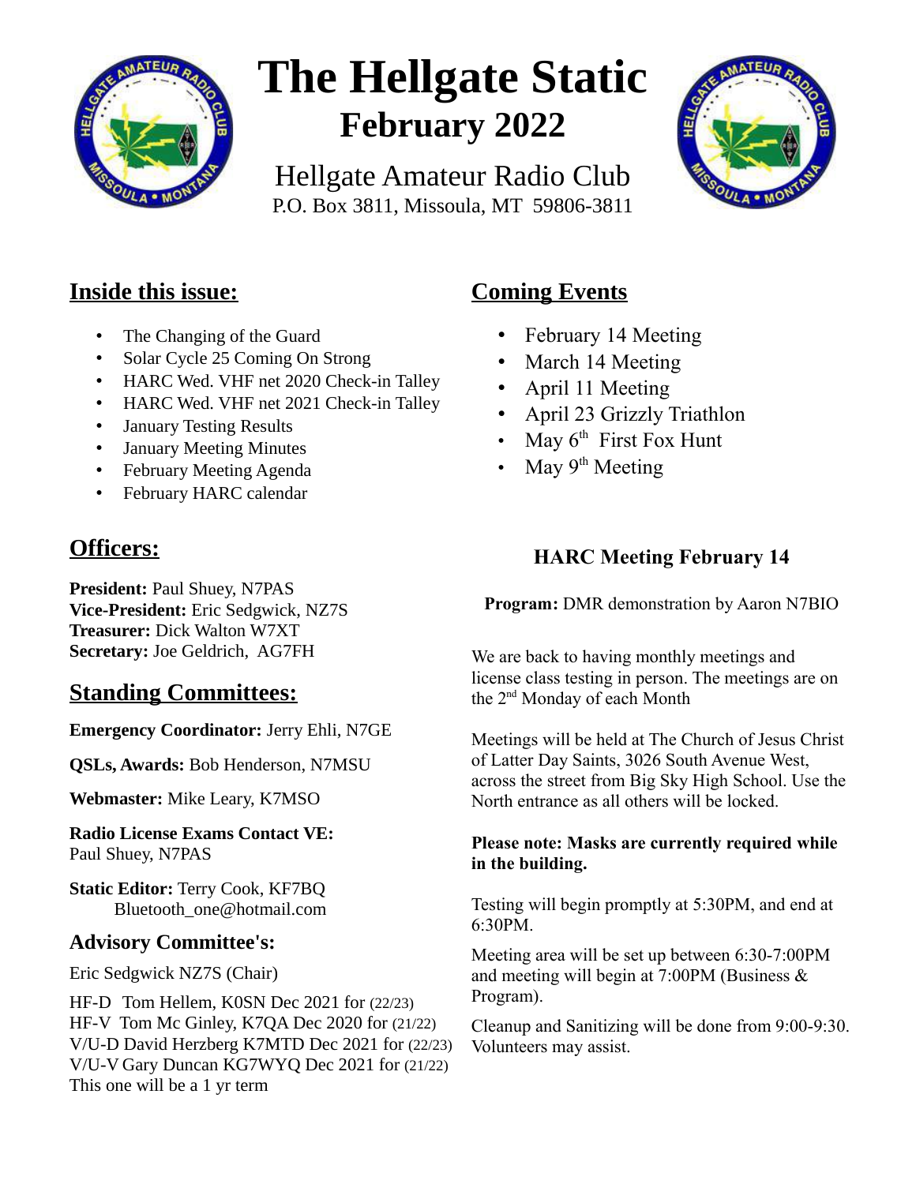# The Hellgate Static

## February 2022

Hellgate Amateur Radio Club

P.O. Box 3811, Missoula, MT 59806-3811

## Inside this issue:

- The Changing of the Guard
- Solar Cycle 25 Coming On Strong
- HARC Wed. VHF net 2020 Check-in Talley
- HARC Wed. VHF net 2021 Check-in Talley
- January Testing Results
- January Meeting Minutes
- February Meeting Agenda
- February HARC calendar

## Officers:

**President:** Paul Shuey, N7PAS
**Vice-President:** Eric Sedgwick, NZ7S
**Treasurer:** Dick Walton W7XT
**Secretary:** Joe Geldrich, AG7FH

## Standing Committees:

**Emergency Coordinator:** Jerry Ehli, N7GE

**QSLs, Awards:** Bob Henderson, N7MSU

**Webmaster:** Mike Leary, K7MSO

**Radio License Exams Contact VE:**
Paul Shuey, N7PAS

**Static Editor:** Terry Cook, KF7BQ
Bluetooth_one@hotmail.com

### Advisory Committee's:

Eric Sedgwick NZ7S (Chair)

HF-D Tom Hellem, K0SN Dec 2021 for (22/23)
HF-V Tom Mc Ginley, K7QA Dec 2020 for (21/22)
V/U-D David Herzberg K7MTD Dec 2021 for (22/23)
V/U-V Gary Duncan KG7WYQ Dec 2021 for (21/22)
This one will be a 1 yr term

## Coming Events

- February 14 Meeting
- March 14 Meeting
- April 11 Meeting
- April 23 Grizzly Triathlon
- May 6th First Fox Hunt
- May 9th Meeting

### HARC Meeting February 14

**Program:** DMR demonstration by Aaron N7BIO

We are back to having monthly meetings and license class testing in person. The meetings are on the 2nd Monday of each Month

Meetings will be held at The Church of Jesus Christ of Latter Day Saints, 3026 South Avenue West, across the street from Big Sky High School. Use the North entrance as all others will be locked.

**Please note: Masks are currently required while in the building.**

Testing will begin promptly at 5:30PM, and end at 6:30PM.

Meeting area will be set up between 6:30-7:00PM and meeting will begin at 7:00PM (Business & Program).

Cleanup and Sanitizing will be done from 9:00-9:30. Volunteers may assist.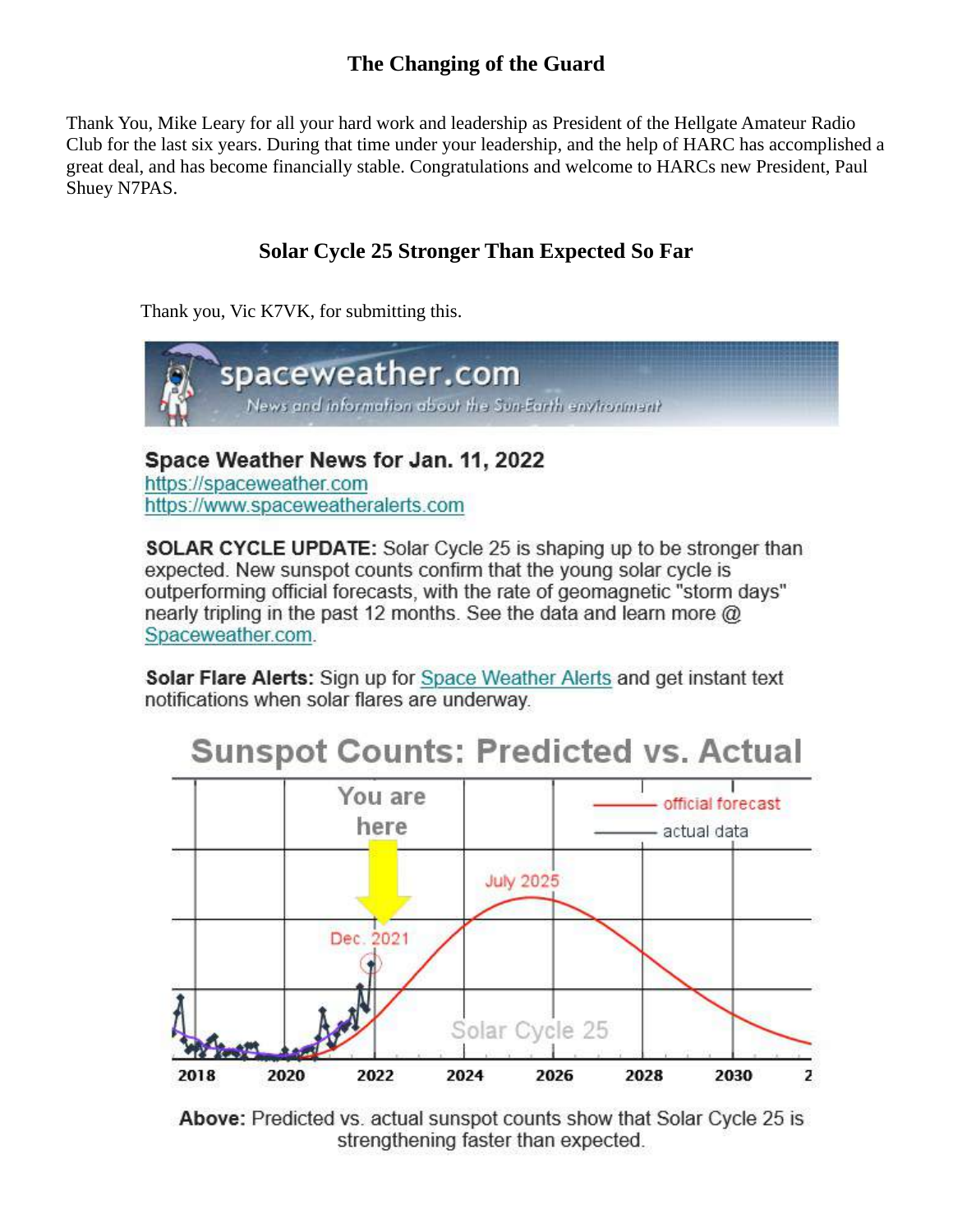## The Changing of the Guard

Thank You, Mike Leary for all your hard work and leadership as President of the Hellgate Amateur Radio Club for the last six years. During that time under your leadership, and the help of HARC has accomplished a great deal, and has become financially stable. Congratulations and welcome to HARCs new President, Paul Shuey N7PAS.

## Solar Cycle 25 Stronger Than Expected So Far

Thank you, Vic K7VK, for submitting this.

spaceweather.com

*News and information about the Sun-Earth environment*

**Space Weather News for Jan. 11, 2022**
https://spaceweather.com
https://www.spaceweatheralerts.com

**SOLAR CYCLE UPDATE:** Solar Cycle 25 is shaping up to be stronger than expected. New sunspot counts confirm that the young solar cycle is outperforming official forecasts, with the rate of geomagnetic "storm days" nearly tripling in the past 12 months. See the data and learn more @ Spaceweather.com.

**Solar Flare Alerts:** Sign up for Space Weather Alerts and get instant text notifications when solar flares are underway.

**Sunspot Counts: Predicted vs. Actual**

**Above:** Predicted vs. actual sunspot counts show that Solar Cycle 25 is strengthening faster than expected.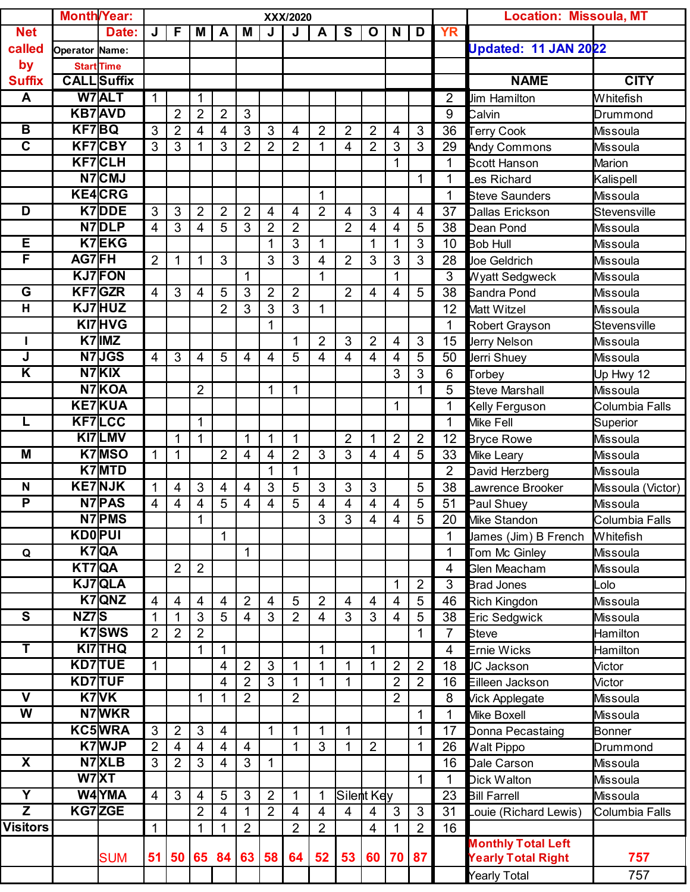| Net called by Suffix | Month/Year: | | XXX/2020 | | | | | | | | | | | | | Location: Missoula, MT | |
|---|---|---|---|---|---|---|---|---|---|---|---|---|---|---|---|---|---|
| | | Date: | J | F | M | A | M | J | J | A | S | O | N | D | YR | | |
| | Operator | Name: | | | | | | | | | | | | | | Updated: 11 JAN 2022 | |
| | | Start Time | | | | | | | | | | | | | | | |
| | CALL | Suffix | | | | | | | | | | | | | | NAME | CITY |
| A | W7 | ALT | 1 | | 1 | | | | | | | | | | 2 | Jim Hamilton | Whitefish |
| | KB7 | AVD | | 2 | 2 | 2 | 3 | | | | | | | | 9 | Calvin | Drummond |
| B | KF7 | BQ | 3 | 2 | 4 | 4 | 3 | 3 | 4 | 2 | 2 | 2 | 4 | 3 | 36 | Terry Cook | Missoula |
| C | KF7 | CBY | 3 | 3 | 1 | 3 | 2 | 2 | 2 | 1 | 4 | 2 | 3 | 3 | 29 | Andy Commons | Missoula |
| | KF7 | CLH | | | | | | | | | | | 1 | | 1 | Scott Hanson | Marion |
| | N7 | CMJ | | | | | | | | | | | | 1 | 1 | Les Richard | Kalispell |
| | KE4 | CRG | | | | | | | | 1 | | | | | 1 | Steve Saunders | Missoula |
| D | K7 | DDE | 3 | 3 | 2 | 2 | 2 | 4 | 4 | 2 | 4 | 3 | 4 | 4 | 37 | Dallas Erickson | Stevensville |
| | N7 | DLP | 4 | 3 | 4 | 5 | 3 | 2 | 2 | | 2 | 4 | 4 | 5 | 38 | Dean Pond | Missoula |
| E | K7 | EKG | | | | | | 1 | 3 | 1 | | 1 | 1 | 3 | 10 | Bob Hull | Missoula |
| F | AG7 | FH | 2 | 1 | 1 | 3 | | 3 | 3 | 4 | 2 | 3 | 3 | 3 | 28 | Joe Geldrich | Missoula |
| | KJ7 | FON | | | | | 1 | | | 1 | | | 1 | | 3 | Wyatt Sedgweck | Missoula |
| G | KF7 | GZR | 4 | 3 | 4 | 5 | 3 | 2 | 2 | | 2 | 4 | 4 | 5 | 38 | Sandra Pond | Missoula |
| H | KJ7 | HUZ | | | | 2 | 3 | 3 | 3 | 1 | | | | | 12 | Matt Witzel | Missoula |
| | KI7 | HVG | | | | | | 1 | | | | | | | 1 | Robert Grayson | Stevensville |
| I | K7 | IMZ | | | | | | | 1 | 2 | 3 | 2 | 4 | 3 | 15 | Jerry Nelson | Missoula |
| J | N7 | JGS | 4 | 3 | 4 | 5 | 4 | 4 | 5 | 4 | 4 | 4 | 4 | 5 | 50 | Jerri Shuey | Missoula |
| K | N7 | KIX | | | | | | | | | | | 3 | 3 | 6 | Torbey | Up Hwy 12 |
| | N7 | KOA | | | 2 | | | 1 | 1 | | | | | 1 | 5 | Steve Marshall | Missoula |
| | KE7 | KUA | | | | | | | | | | | 1 | | 1 | Kelly Ferguson | Columbia Falls |
| L | KF7 | LCC | | | 1 | | | | | | | | | | 1 | Mike Fell | Superior |
| | KI7 | LMV | | 1 | 1 | | 1 | 1 | 1 | | 2 | 1 | 2 | 2 | 12 | Bryce Rowe | Missoula |
| M | K7 | MSO | 1 | 1 | | 2 | 4 | 4 | 2 | 3 | 3 | 4 | 4 | 5 | 33 | Mike Leary | Missoula |
| | K7 | MTD | | | | | | 1 | 1 | | | | | | 2 | David Herzberg | Missoula |
| N | KE7 | NJK | 1 | 4 | 3 | 4 | 4 | 3 | 5 | 3 | 3 | 3 | | 5 | 38 | Lawrence Brooker | Missoula (Victor) |
| P | N7 | PAS | 4 | 4 | 4 | 5 | 4 | 4 | 5 | 4 | 4 | 4 | 4 | 5 | 51 | Paul Shuey | Missoula |
| | N7 | PMS | | | 1 | | | | | 3 | 3 | 4 | 4 | 5 | 20 | Mike Standon | Columbia Falls |
| | KD0 | PUI | | | | 1 | | | | | | | | | 1 | James (Jim) B French | Whitefish |
| Q | K7 | QA | | | | | 1 | | | | | | | | 1 | Tom Mc Ginley | Missoula |
| | KT7 | QA | | 2 | 2 | | | | | | | | | | 4 | Glen Meacham | Missoula |
| | KJ7 | QLA | | | | | | | | | | | 1 | 2 | 3 | Brad Jones | Lolo |
| | K7 | QNZ | 4 | 4 | 4 | 4 | 2 | 4 | 5 | 2 | 4 | 4 | 4 | 5 | 46 | Rich Kingdon | Missoula |
| S | NZ7 | S | 1 | 1 | 3 | 5 | 4 | 3 | 2 | 4 | 3 | 3 | 4 | 5 | 38 | Eric Sedgwick | Missoula |
| | K7 | SWS | 2 | 2 | 2 | | | | | | | | | 1 | 7 | Steve | Hamilton |
| T | KI7 | THQ | | | 1 | 1 | | | | 1 | | 1 | | | 4 | Ernie Wicks | Hamilton |
| | KD7 | TUE | 1 | | | 4 | 2 | 3 | 1 | 1 | 1 | 1 | 2 | 2 | 18 | JC Jackson | Victor |
| | KD7 | TUF | | | | 4 | 2 | 3 | 1 | 1 | 1 | | 2 | 2 | 16 | Eilleen Jackson | Victor |
| V | K7 | VK | | | 1 | 1 | 2 | | 2 | | | | 2 | | 8 | Vick Applegate | Missoula |
| W | N7 | WKR | | | | | | | | | | | | 1 | 1 | Mike Boxell | Missoula |
| | KC5 | WRA | 3 | 2 | 3 | 4 | | 1 | 1 | 1 | 1 | | | 1 | 17 | Donna Pecastaing | Bonner |
| | K7 | WJP | 2 | 4 | 4 | 4 | 4 | | 1 | 3 | 1 | 2 | | 1 | 26 | Walt Pippo | Drummond |
| X | N7 | XLB | 3 | 2 | 3 | 4 | 3 | 1 | | | | | | | 16 | Dale Carson | Missoula |
| | W7 | XT | | | | | | | | | | | | 1 | 1 | Dick Walton | Missoula |
| Y | W4 | YMA | 4 | 3 | 4 | 5 | 3 | 2 | 1 | 1 | Silent Key | | | | 23 | Bill Farrell | Missoula |
| Z | KG7 | ZGE | | | 2 | 4 | 1 | 2 | 4 | 4 | 4 | 4 | 3 | 3 | 31 | Louie (Richard Lewis) | Columbia Falls |
| Visitors | | | 1 | | 1 | 1 | 2 | | 2 | 2 | | 4 | 1 | 2 | 16 | | |
| | | SUM | 51 | 50 | 65 | 84 | 63 | 58 | 64 | 52 | 53 | 60 | 70 | 87 | | Monthly Total Left Yearly Total Right | 757 |
| | | | | | | | | | | | | | | | | Yearly Total | 757 |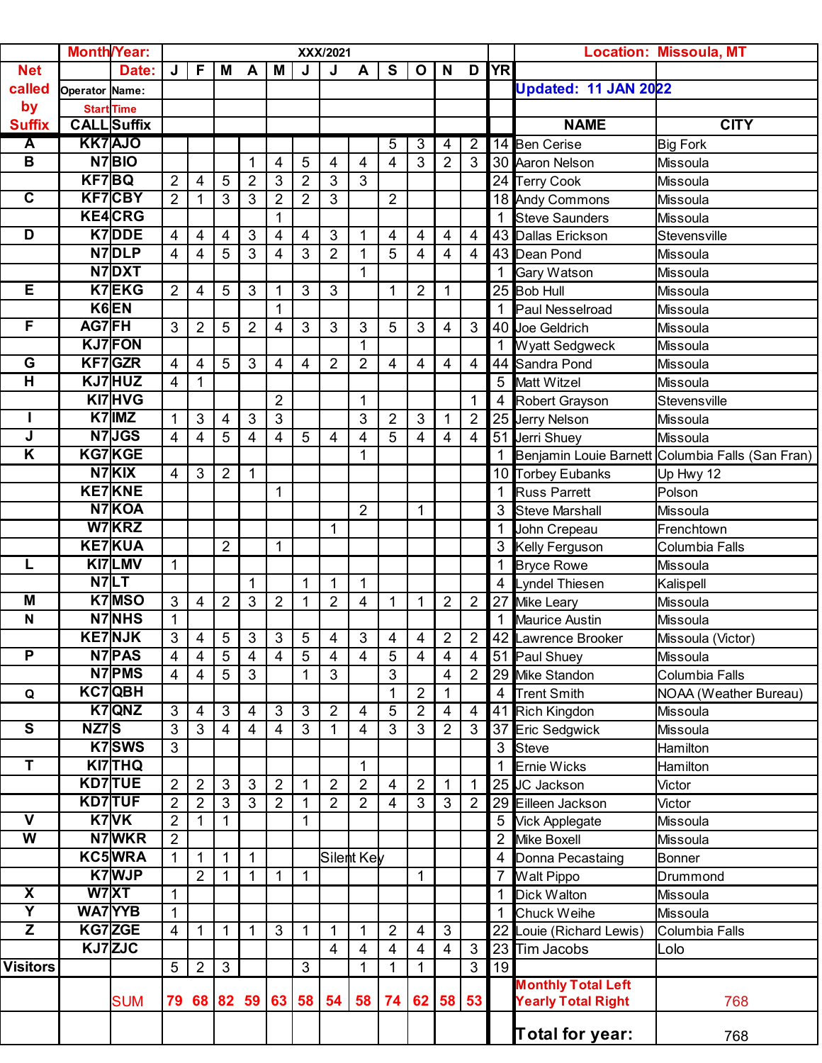| Net called by Suffix | Month/Year: | | XXX/2021 | | | | | | | | | | | | | Location: Missoula, MT | |
|---|---|---|---|---|---|---|---|---|---|---|---|---|---|---|---|---|---|
| | | Date: | J | F | M | A | M | J | J | A | S | O | N | D | YR | | |
| | Operator | Name: | | | | | | | | | | | | | | Updated: 11 JAN 2022 | |
| | | Start Time | | | | | | | | | | | | | | | |
| | CALL | Suffix | | | | | | | | | | | | | | NAME | CITY |
| A | KK7 | AJO | | | | | | | | | 5 | 3 | 4 | 2 | 14 | Ben Cerise | Big Fork |
| B | N7 | BIO | | | | 1 | 4 | 5 | 4 | 4 | 4 | 3 | 2 | 3 | 30 | Aaron Nelson | Missoula |
| | KF7 | BQ | 2 | 4 | 5 | 2 | 3 | 2 | 3 | 3 | | | | | 24 | Terry Cook | Missoula |
| C | KF7 | CBY | 2 | 1 | 3 | 3 | 2 | 2 | 3 | | 2 | | | | 18 | Andy Commons | Missoula |
| | KE4 | CRG | | | | | 1 | | | | | | | | 1 | Steve Saunders | Missoula |
| D | K7 | DDE | 4 | 4 | 4 | 3 | 4 | 4 | 3 | 1 | 4 | 4 | 4 | 4 | 43 | Dallas Erickson | Stevensville |
| | N7 | DLP | 4 | 4 | 5 | 3 | 4 | 3 | 2 | 1 | 5 | 4 | 4 | 4 | 43 | Dean Pond | Missoula |
| | N7 | DXT | | | | | | | | 1 | | | | | 1 | Gary Watson | Missoula |
| E | K7 | EKG | 2 | 4 | 5 | 3 | 1 | 3 | 3 | | 1 | 2 | 1 | | 25 | Bob Hull | Missoula |
| | K6 | EN | | | | | 1 | | | | | | | | 1 | Paul Nesselroad | Missoula |
| F | AG7 | FH | 3 | 2 | 5 | 2 | 4 | 3 | 3 | 3 | 5 | 3 | 4 | 3 | 40 | Joe Geldrich | Missoula |
| | KJ7 | FON | | | | | | | | 1 | | | | | 1 | Wyatt Sedgweck | Missoula |
| G | KF7 | GZR | 4 | 4 | 5 | 3 | 4 | 4 | 2 | 2 | 4 | 4 | 4 | 4 | 44 | Sandra Pond | Missoula |
| H | KJ7 | HUZ | 4 | 1 | | | | | | | | | | | 5 | Matt Witzel | Missoula |
| | KI7 | HVG | | | | | 2 | | | 1 | | | | 1 | 4 | Robert Grayson | Stevensville |
| I | K7 | IMZ | 1 | 3 | 4 | 3 | 3 | | | 3 | 2 | 3 | 1 | 2 | 25 | Jerry Nelson | Missoula |
| J | N7 | JGS | 4 | 4 | 5 | 4 | 4 | 5 | 4 | 4 | 5 | 4 | 4 | 4 | 51 | Jerri Shuey | Missoula |
| K | KG7 | KGE | | | | | | | | 1 | | | | | 1 | Benjamin Louie Barnett | Columbia Falls (San Fran) |
| | N7 | KIX | 4 | 3 | 2 | 1 | | | | | | | | | 10 | Torbey Eubanks | Up Hwy 12 |
| | KE7 | KNE | | | | | 1 | | | | | | | | 1 | Russ Parrett | Polson |
| | N7 | KOA | | | | | | | | 2 | | 1 | | | 3 | Steve Marshall | Missoula |
| | W7 | KRZ | | | | | | | 1 | | | | | | 1 | John Crepeau | Frenchtown |
| | KE7 | KUA | | | 2 | | 1 | | | | | | | | 3 | Kelly Ferguson | Columbia Falls |
| L | KI7 | LMV | 1 | | | | | | | | | | | | 1 | Bryce Rowe | Missoula |
| | N7 | LT | | | | 1 | | 1 | 1 | 1 | | | | | 4 | Lyndel Thiesen | Kalispell |
| M | K7 | MSO | 3 | 4 | 2 | 3 | 2 | 1 | 2 | 4 | 1 | 1 | 2 | 2 | 27 | Mike Leary | Missoula |
| N | N7 | NHS | 1 | | | | | | | | | | | | 1 | Maurice Austin | Missoula |
| | KE7 | NJK | 3 | 4 | 5 | 3 | 3 | 5 | 4 | 3 | 4 | 4 | 2 | 2 | 42 | Lawrence Brooker | Missoula (Victor) |
| P | N7 | PAS | 4 | 4 | 5 | 4 | 4 | 5 | 4 | 4 | 5 | 4 | 4 | 4 | 51 | Paul Shuey | Missoula |
| | N7 | PMS | 4 | 4 | 5 | 3 | | 1 | 3 | | 3 | | 4 | 2 | 29 | Mike Standon | Columbia Falls |
| Q | KC7 | QBH | | | | | | | | | 1 | 2 | 1 | | 4 | Trent Smith | NOAA (Weather Bureau) |
| | K7 | QNZ | 3 | 4 | 3 | 4 | 3 | 3 | 2 | 4 | 5 | 2 | 4 | 4 | 41 | Rich Kingdon | Missoula |
| S | NZ7 | S | 3 | 3 | 4 | 4 | 4 | 3 | 1 | 4 | 3 | 3 | 2 | 3 | 37 | Eric Sedgwick | Missoula |
| | K7 | SWS | 3 | | | | | | | | | | | | 3 | Steve | Hamilton |
| T | KI7 | THQ | | | | | | | | 1 | | | | | 1 | Ernie Wicks | Hamilton |
| | KD7 | TUE | 2 | 2 | 3 | 3 | 2 | 1 | 2 | 2 | 4 | 2 | 1 | 1 | 25 | JC Jackson | Victor |
| | KD7 | TUF | 2 | 2 | 3 | 3 | 2 | 1 | 2 | 2 | 4 | 3 | 3 | 2 | 29 | Eilleen Jackson | Victor |
| V | K7 | VK | 2 | 1 | 1 | | | 1 | | | | | | | 5 | Vick Applegate | Missoula |
| W | N7 | WKR | 2 | | | | | | | | | | | | 2 | Mike Boxell | Missoula |
| | KC5 | WRA | 1 | 1 | 1 | 1 | | | Silent Key | | | | | | 4 | Donna Pecastaing | Bonner |
| | K7 | WJP | | 2 | 1 | 1 | 1 | 1 | | | | 1 | | | 7 | Walt Pippo | Drummond |
| X | W7 | XT | 1 | | | | | | | | | | | | 1 | Dick Walton | Missoula |
| Y | WA7 | YYB | 1 | | | | | | | | | | | | 1 | Chuck Weihe | Missoula |
| Z | KG7 | ZGE | 4 | 1 | 1 | 1 | 3 | 1 | 1 | 1 | 2 | 4 | 3 | | 22 | Louie (Richard Lewis) | Columbia Falls |
| | KJ7 | ZJC | | | | | | | 4 | 4 | 4 | 4 | 4 | 3 | 23 | Tim Jacobs | Lolo |
| Visitors | | | 5 | 2 | 3 | | | 3 | | 1 | 1 | 1 | | 3 | 19 | | |
| | | SUM | 79 | 68 | 82 | 59 | 63 | 58 | 54 | 58 | 74 | 62 | 58 | 53 | | Monthly Total Left Yearly Total Right | 768 |
| | | | | | | | | | | | | | | | | Total for year: | 768 |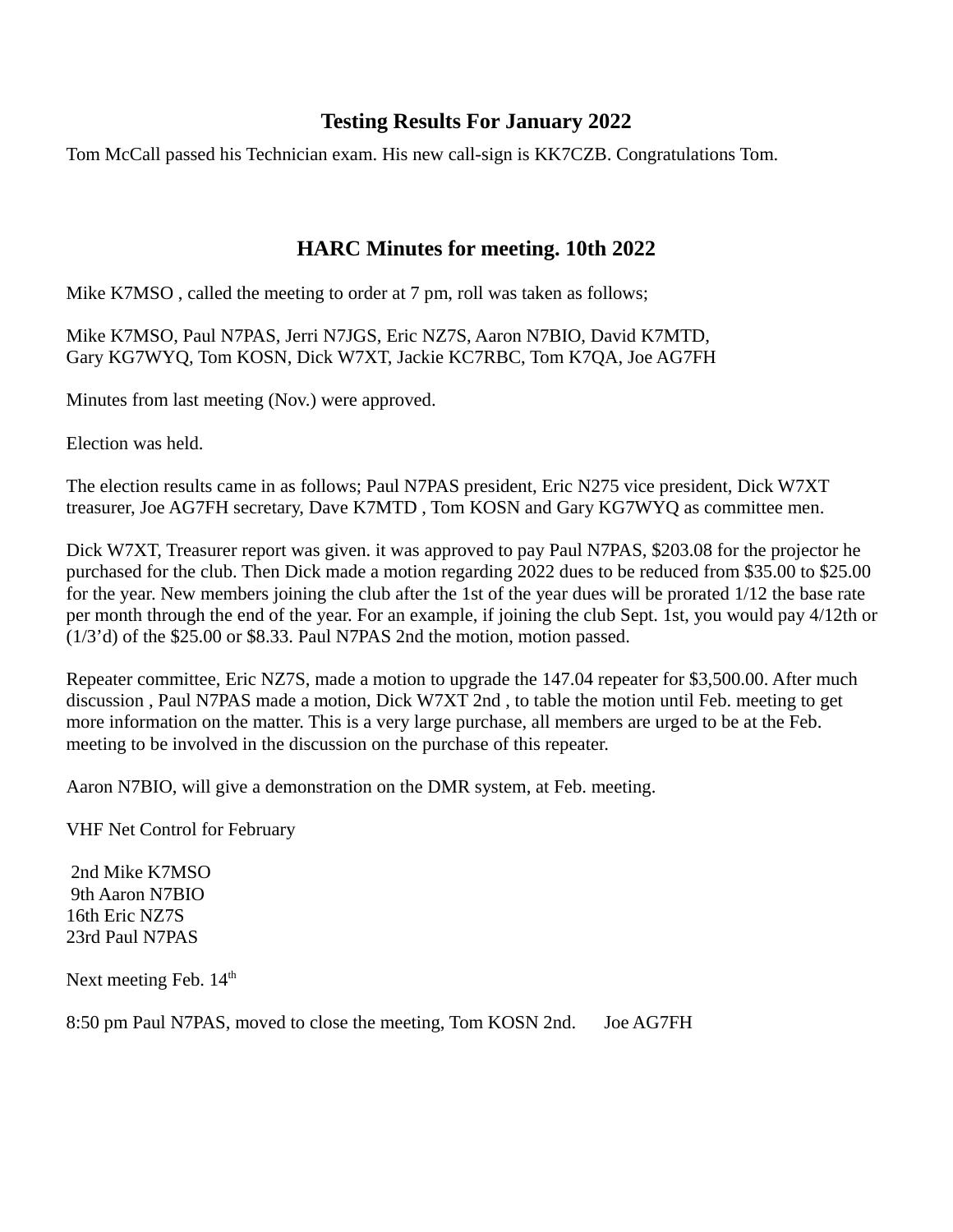## Testing Results For January 2022

Tom McCall passed his Technician exam. His new call-sign is KK7CZB. Congratulations Tom.

## HARC Minutes for meeting. 10th 2022

Mike K7MSO , called the meeting to order at 7 pm, roll was taken as follows;

Mike K7MSO, Paul N7PAS, Jerri N7JGS, Eric NZ7S, Aaron N7BIO, David K7MTD,
Gary KG7WYQ, Tom KOSN, Dick W7XT, Jackie KC7RBC, Tom K7QA, Joe AG7FH

Minutes from last meeting (Nov.) were approved.

Election was held.

The election results came in as follows; Paul N7PAS president, Eric N275 vice president, Dick W7XT treasurer, Joe AG7FH secretary, Dave K7MTD , Tom KOSN and Gary KG7WYQ as committee men.

Dick W7XT, Treasurer report was given. it was approved to pay Paul N7PAS, $203.08 for the projector he purchased for the club. Then Dick made a motion regarding 2022 dues to be reduced from $35.00 to $25.00 for the year. New members joining the club after the 1st of the year dues will be prorated 1/12 the base rate per month through the end of the year. For an example, if joining the club Sept. 1st, you would pay 4/12th or (1/3'd) of the $25.00 or $8.33. Paul N7PAS 2nd the motion, motion passed.

Repeater committee, Eric NZ7S, made a motion to upgrade the 147.04 repeater for $3,500.00. After much discussion , Paul N7PAS made a motion, Dick W7XT 2nd , to table the motion until Feb. meeting to get more information on the matter. This is a very large purchase, all members are urged to be at the Feb. meeting to be involved in the discussion on the purchase of this repeater.

Aaron N7BIO, will give a demonstration on the DMR system, at Feb. meeting.

VHF Net Control for February

2nd Mike K7MSO
9th Aaron N7BIO
16th Eric NZ7S
23rd Paul N7PAS

Next meeting Feb. 14th

8:50 pm Paul N7PAS, moved to close the meeting, Tom KOSN 2nd. Joe AG7FH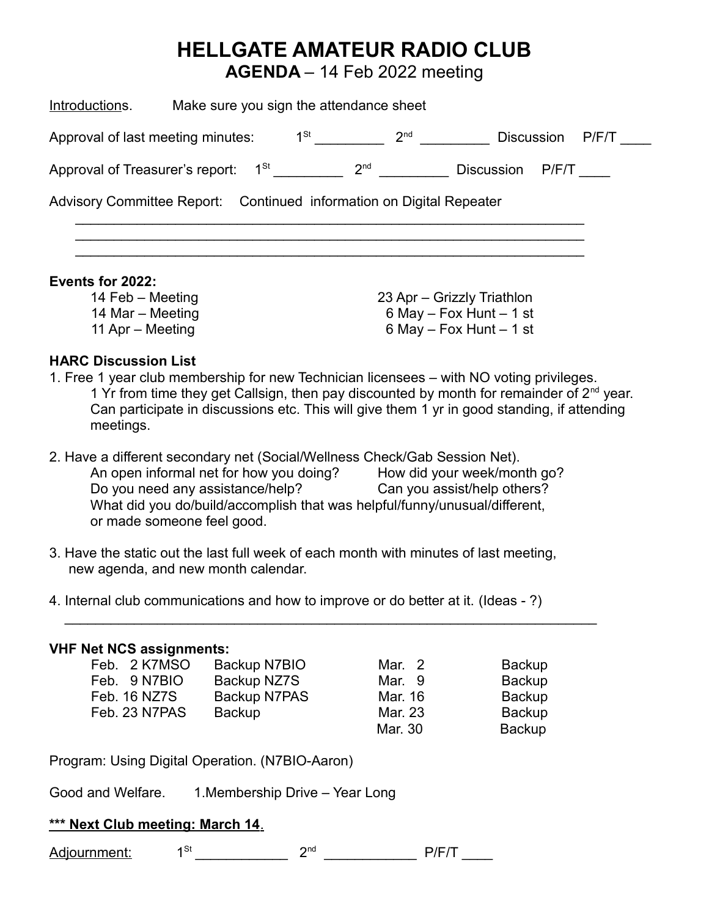# HELLGATE AMATEUR RADIO CLUB

## AGENDA – 14 Feb 2022 meeting

Introductions. Make sure you sign the attendance sheet

Approval of last meeting minutes: 1St _________ 2nd _________ Discussion P/F/T ____

Approval of Treasurer's report: 1St _________ 2nd _________ Discussion P/F/T ____

Advisory Committee Report: Continued information on Digital Repeater

_______________________________________________________________________

_______________________________________________________________________

_______________________________________________________________________

**Events for 2022:**

| | |
|---|---|
| 14 Feb – Meeting | 23 Apr – Grizzly Triathlon |
| 14 Mar – Meeting | 6 May – Fox Hunt – 1 st |
| 11 Apr – Meeting | 6 May – Fox Hunt – 1 st |

**HARC Discussion List**

1. Free 1 year club membership for new Technician licensees – with NO voting privileges.
   1 Yr from time they get Callsign, then pay discounted by month for remainder of 2nd year. Can participate in discussions etc. This will give them 1 yr in good standing, if attending meetings.

2. Have a different secondary net (Social/Wellness Check/Gab Session Net).
   An open informal net for how you doing? How did your week/month go?
   Do you need any assistance/help? Can you assist/help others?
   What did you do/build/accomplish that was helpful/funny/unusual/different, or made someone feel good.

3. Have the static out the last full week of each month with minutes of last meeting, new agenda, and new month calendar.

4. Internal club communications and how to improve or do better at it. (Ideas - ?)

_______________________________________________________________________

**VHF Net NCS assignments:**

| | | | |
|---|---|---|---|
| Feb. 2 K7MSO | Backup N7BIO | Mar. 2 | Backup |
| Feb. 9 N7BIO | Backup NZ7S | Mar. 9 | Backup |
| Feb. 16 NZ7S | Backup N7PAS | Mar. 16 | Backup |
| Feb. 23 N7PAS | Backup | Mar. 23 | Backup |
| | | Mar. 30 | Backup |

Program: Using Digital Operation. (N7BIO-Aaron)

Good and Welfare. 1.Membership Drive – Year Long

**\*\*\* Next Club meeting: March 14**.

Adjournment: 1St ____________ 2nd ____________ P/F/T ____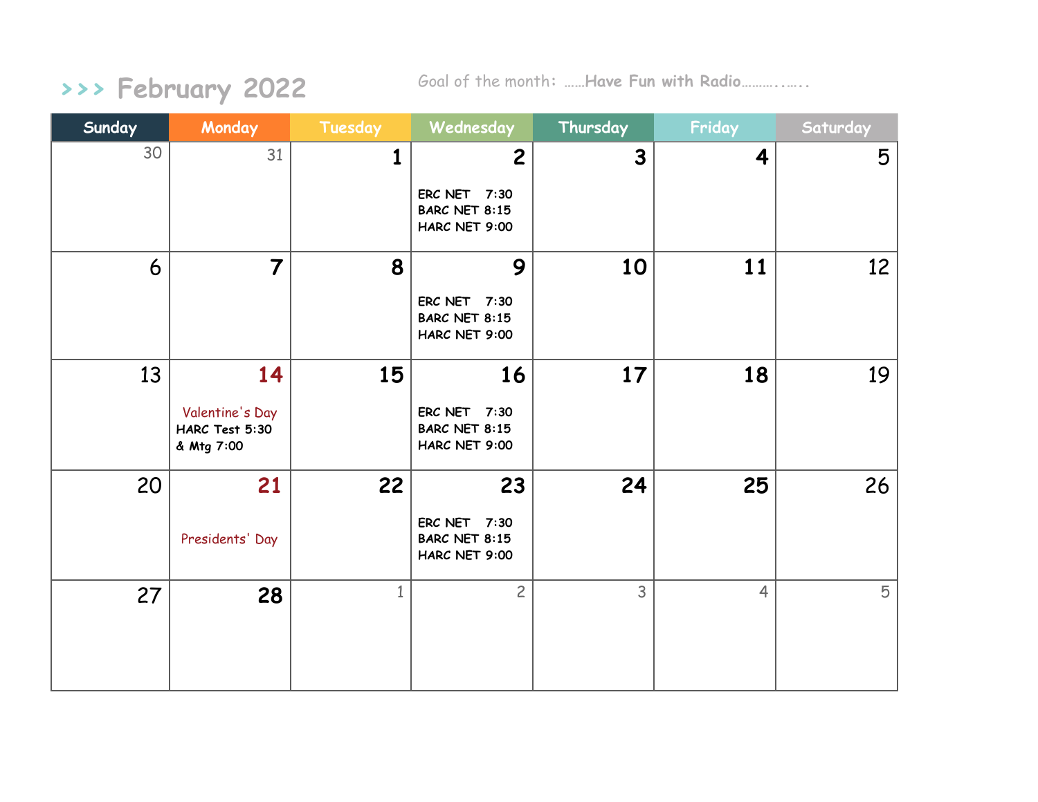# >>> February 2022

Goal of the month: ……Have Fun with Radio………..…..

| Sunday | Monday | Tuesday | Wednesday | Thursday | Friday | Saturday |
|---|---|---|---|---|---|---|
| 30 | 31 | 1 | 2<br>ERC NET 7:30<br>BARC NET 8:15<br>HARC NET 9:00 | 3 | 4 | 5 |
| 6 | 7 | 8 | 9<br>ERC NET 7:30<br>BARC NET 8:15<br>HARC NET 9:00 | 10 | 11 | 12 |
| 13 | 14<br>Valentine's Day<br>HARC Test 5:30 & Mtg 7:00 | 15 | 16<br>ERC NET 7:30<br>BARC NET 8:15<br>HARC NET 9:00 | 17 | 18 | 19 |
| 20 | 21<br>Presidents' Day | 22 | 23<br>ERC NET 7:30<br>BARC NET 8:15<br>HARC NET 9:00 | 24 | 25 | 26 |
| 27 | 28 | 1 | 2 | 3 | 4 | 5 |